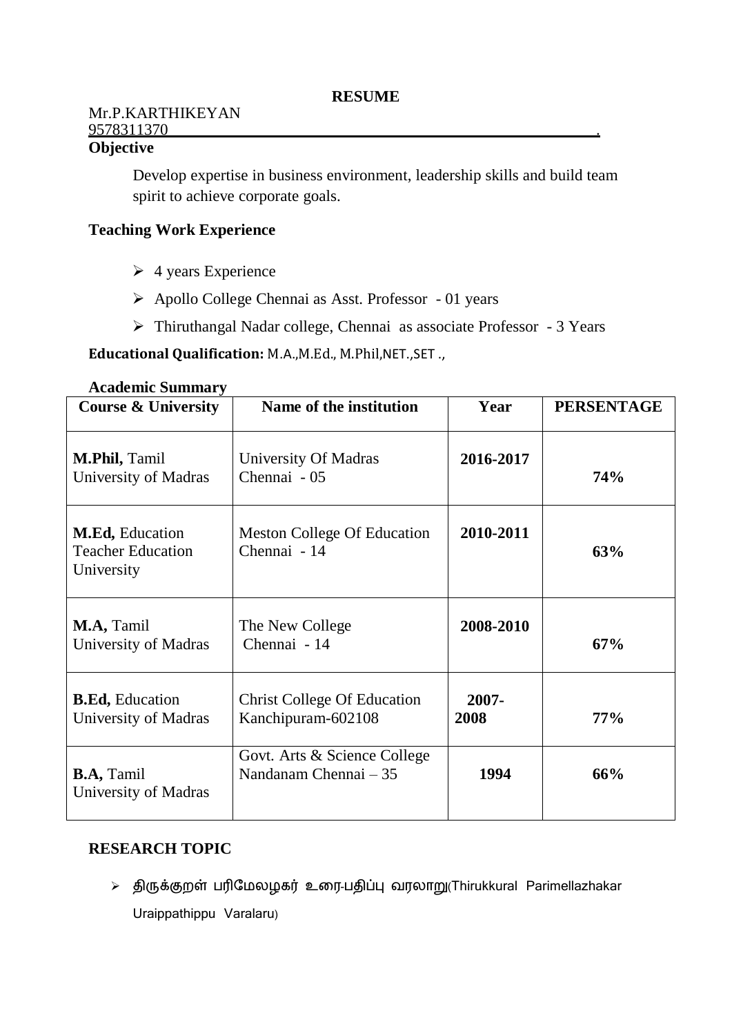# RESUME

Mr.P.KARTHIKEYAN
9578311370

**Objective**

Develop expertise in business environment, leadership skills and build team spirit to achieve corporate goals.

**Teaching Work Experience**

- 4 years Experience
- Apollo College Chennai as Asst. Professor - 01 years
- Thiruthangal Nadar college, Chennai as associate Professor - 3 Years

**Educational Qualification:** M.A.,M.Ed., M.Phil,NET.,SET .,

**Academic Summary**

| Course & University | Name of the institution | Year | PERSENTAGE |
|---|---|---|---|
| **M.Phil,** Tamil University of Madras | University Of Madras Chennai - 05 | **2016-2017** | **74%** |
| **M.Ed,** Education Teacher Education University | Meston College Of Education Chennai - 14 | **2010-2011** | **63%** |
| **M.A,** Tamil University of Madras | The New College Chennai - 14 | **2008-2010** | **67%** |
| **B.Ed,** Education University of Madras | Christ College Of Education Kanchipuram-602108 | **2007-2008** | **77%** |
| **B.A,** Tamil University of Madras | Govt. Arts & Science College Nandanam Chennai – 35 | **1994** | **66%** |

**RESEARCH TOPIC**

- திருக்குறள் பரிமேலழகர் உரை-பதிப்பு வரலாறு(Thirukkural Parimellazhakar Uraippathippu Varalaru)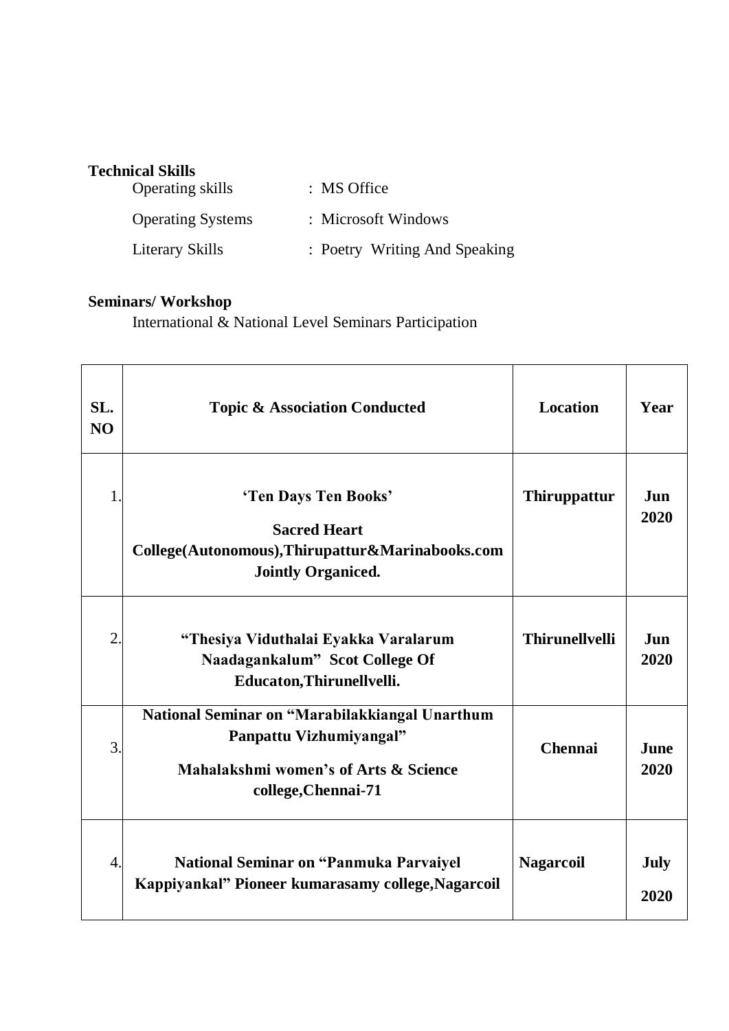**Technical Skills**

Operating skills : MS Office

Operating Systems : Microsoft Windows

Literary Skills : Poetry Writing And Speaking

**Seminars/ Workshop**

International & National Level Seminars Participation

| SL. NO | Topic & Association Conducted | Location | Year |
|---|---|---|---|
| 1. | **'Ten Days Ten Books' Sacred Heart College(Autonomous),Thirupattur&Marinabooks.com Jointly Organiced.** | **Thiruppattur** | **Jun 2020** |
| 2. | **"Thesiya Viduthalai Eyakka Varalarum Naadagankalum" Scot College Of Educaton,Thirunellvelli.** | **Thirunellvelli** | **Jun 2020** |
| 3. | **National Seminar on "Marabilakkiangal Unarthum Panpattu Vizhumiyangal" Mahalakshmi women's of Arts & Science college,Chennai-71** | **Chennai** | **June 2020** |
| 4. | **National Seminar on "Panmuka Parvaiyel Kappiyankal" Pioneer kumarasamy college,Nagarcoil** | **Nagarcoil** | **July 2020** |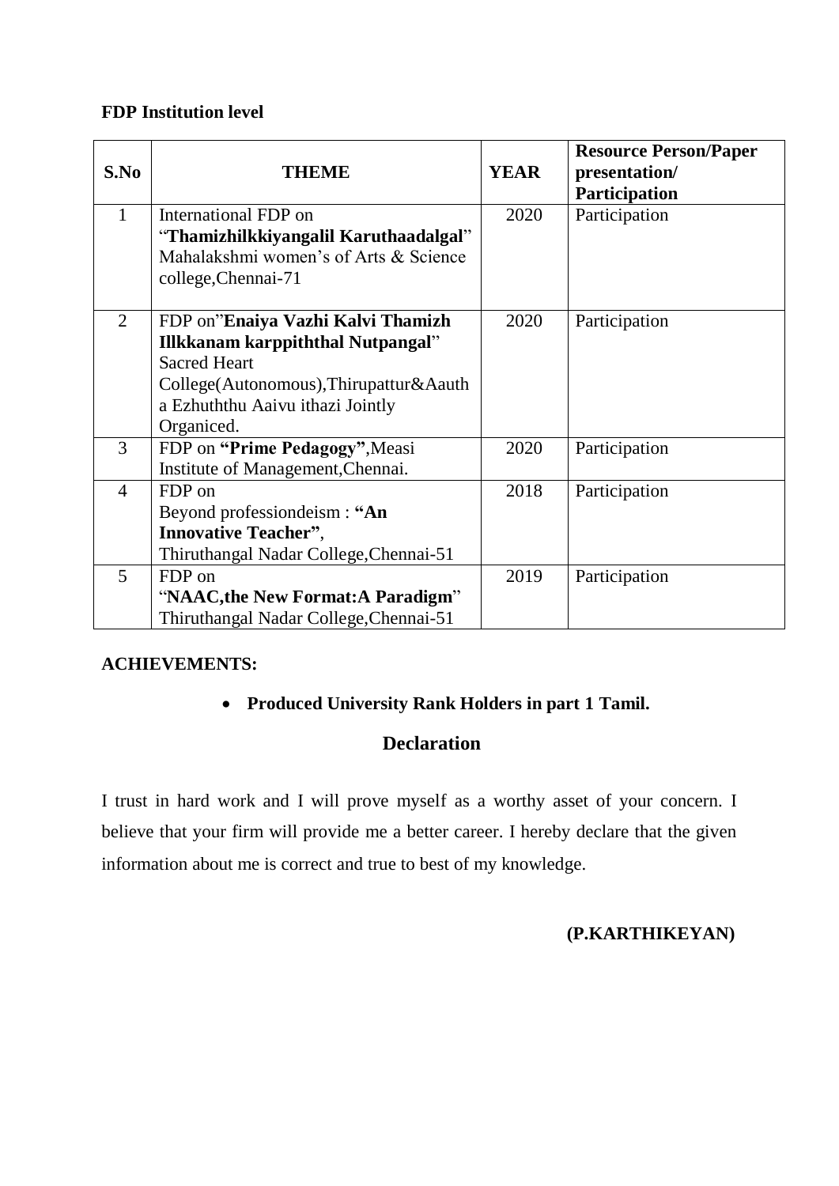**FDP Institution level**

| S.No | THEME | YEAR | Resource Person/Paper presentation/ Participation |
|---|---|---|---|
| 1 | International FDP on "**Thamizhilkkiyangalil Karuthaadalgal**" Mahalakshmi women's of Arts & Science college,Chennai-71 | 2020 | Participation |
| 2 | FDP on"**Enaiya Vazhi Kalvi Thamizh Illkkanam karppiththal Nutpangal**" Sacred Heart College(Autonomous),Thirupattur&Aautha Ezhuththu Aaivu ithazi Jointly Organiced. | 2020 | Participation |
| 3 | FDP on **"Prime Pedagogy"**,Measi Institute of Management,Chennai. | 2020 | Participation |
| 4 | FDP on Beyond professiondeism : **"An Innovative Teacher"**, Thiruthangal Nadar College,Chennai-51 | 2018 | Participation |
| 5 | FDP on "**NAAC,the New Format:A Paradigm**" Thiruthangal Nadar College,Chennai-51 | 2019 | Participation |

**ACHIEVEMENTS:**

- **Produced University Rank Holders in part 1 Tamil.**

## Declaration

I trust in hard work and I will prove myself as a worthy asset of your concern. I believe that your firm will provide me a better career. I hereby declare that the given information about me is correct and true to best of my knowledge.

**(P.KARTHIKEYAN)**